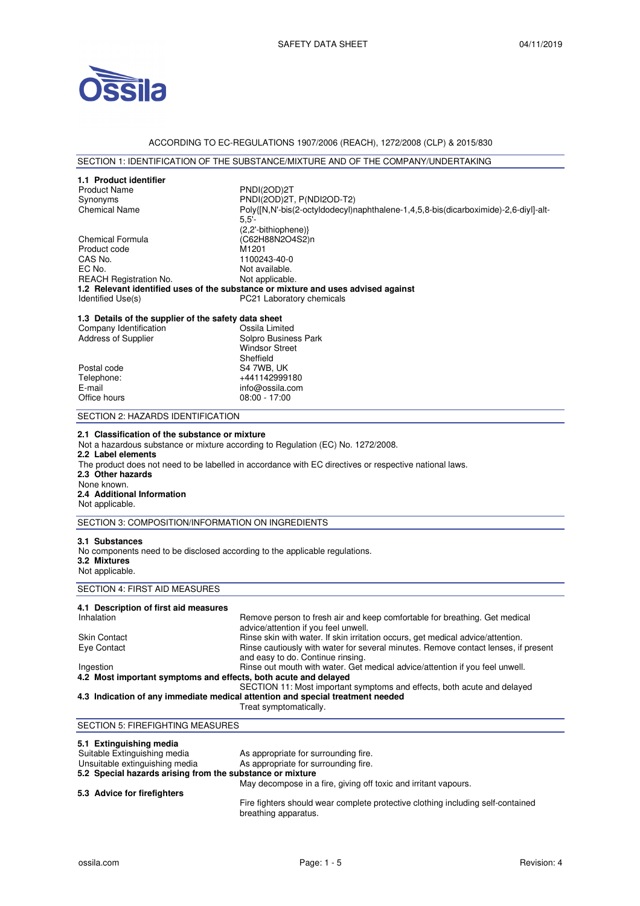ACCORDING TO EC-REGULATIONS 1907/2006 (REACH), 1272/2008 (CLP) & 2015/830

## SECTION 1: IDENTIFICATION OF THE SUBSTANCE/MIXTURE AND OF THE COMPANY/UNDERTAKING

### 1.1 Product identifier

| | |
|---|---|
| Product Name | PNDI(2OD)2T |
| Synonyms | PNDI(2OD)2T, P(NDI2OD-T2) |
| Chemical Name | Poly{[N,N'-bis(2-octyldodecyl)naphthalene-1,4,5,8-bis(dicarboximide)-2,6-diyl]-alt-5,5'-(2,2'-bithiophene)} |
| Chemical Formula | $(C_{62}H_{88}N_2O_4S_2)_n$ |
| Product code | M1201 |
| CAS No. | 1100243-40-0 |
| EC No. | Not available. |
| REACH Registration No. | Not applicable. |

### 1.2 Relevant identified uses of the substance or mixture and uses advised against

| | |
|---|---|
| Identified Use(s) | PC21 Laboratory chemicals |

### 1.3 Details of the supplier of the safety data sheet

| | |
|---|---|
| Company Identification | Ossila Limited |
| Address of Supplier | Solpro Business Park<br>Windsor Street<br>Sheffield |
| Postal code | S4 7WB, UK |
| Telephone: | +441142999180 |
| E-mail | info@ossila.com |
| Office hours | 08:00 - 17:00 |

## SECTION 2: HAZARDS IDENTIFICATION

### 2.1 Classification of the substance or mixture

Not a hazardous substance or mixture according to Regulation (EC) No. 1272/2008.

### 2.2 Label elements

The product does not need to be labelled in accordance with EC directives or respective national laws.

### 2.3 Other hazards

None known.

### 2.4 Additional Information

Not applicable.

## SECTION 3: COMPOSITION/INFORMATION ON INGREDIENTS

### 3.1 Substances

No components need to be disclosed according to the applicable regulations.

### 3.2 Mixtures

Not applicable.

## SECTION 4: FIRST AID MEASURES

### 4.1 Description of first aid measures

| | |
|---|---|
| Inhalation | Remove person to fresh air and keep comfortable for breathing. Get medical advice/attention if you feel unwell. |
| Skin Contact | Rinse skin with water. If skin irritation occurs, get medical advice/attention. |
| Eye Contact | Rinse cautiously with water for several minutes. Remove contact lenses, if present and easy to do. Continue rinsing. |
| Ingestion | Rinse out mouth with water. Get medical advice/attention if you feel unwell. |

### 4.2 Most important symptoms and effects, both acute and delayed

SECTION 11: Most important symptoms and effects, both acute and delayed

### 4.3 Indication of any immediate medical attention and special treatment needed

Treat symptomatically.

## SECTION 5: FIREFIGHTING MEASURES

### 5.1 Extinguishing media

| | |
|---|---|
| Suitable Extinguishing media | As appropriate for surrounding fire. |
| Unsuitable extinguishing media | As appropriate for surrounding fire. |

### 5.2 Special hazards arising from the substance or mixture

May decompose in a fire, giving off toxic and irritant vapours.

### 5.3 Advice for firefighters

Fire fighters should wear complete protective clothing including self-contained breathing apparatus.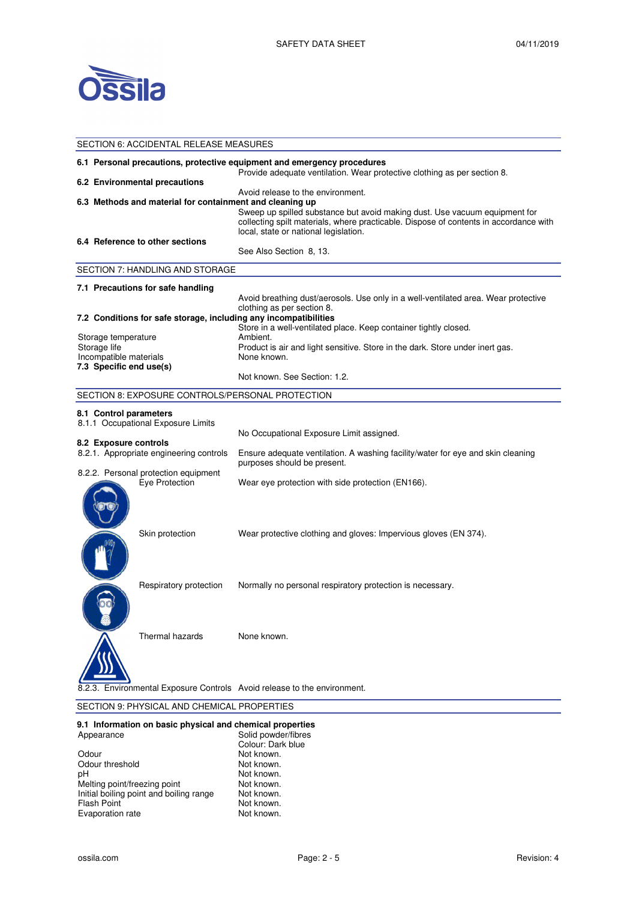## SECTION 6: ACCIDENTAL RELEASE MEASURES

**6.1 Personal precautions, protective equipment and emergency procedures**

Provide adequate ventilation. Wear protective clothing as per section 8.

**6.2 Environmental precautions**

Avoid release to the environment.

**6.3 Methods and material for containment and cleaning up**

Sweep up spilled substance but avoid making dust. Use vacuum equipment for collecting spilt materials, where practicable. Dispose of contents in accordance with local, state or national legislation.

**6.4 Reference to other sections**

See Also Section 8, 13.

## SECTION 7: HANDLING AND STORAGE

**7.1 Precautions for safe handling**

Avoid breathing dust/aerosols. Use only in a well-ventilated area. Wear protective clothing as per section 8.

**7.2 Conditions for safe storage, including any incompatibilities**

Store in a well-ventilated place. Keep container tightly closed.

| | |
|---|---|
| Storage temperature | Ambient. |
| Storage life | Product is air and light sensitive. Store in the dark. Store under inert gas. |
| Incompatible materials | None known. |

**7.3 Specific end use(s)**

Not known. See Section: 1.2.

## SECTION 8: EXPOSURE CONTROLS/PERSONAL PROTECTION

**8.1 Control parameters**

8.1.1 Occupational Exposure Limits

No Occupational Exposure Limit assigned.

**8.2 Exposure controls**

8.2.1. Appropriate engineering controls — Ensure adequate ventilation. A washing facility/water for eye and skin cleaning purposes should be present.

8.2.2. Personal protection equipment

| | |
|---|---|
| Eye Protection | Wear eye protection with side protection (EN166). |
| Skin protection | Wear protective clothing and gloves: Impervious gloves (EN 374). |
| Respiratory protection | Normally no personal respiratory protection is necessary. |
| Thermal hazards | None known. |

8.2.3. Environmental Exposure Controls — Avoid release to the environment.

## SECTION 9: PHYSICAL AND CHEMICAL PROPERTIES

**9.1 Information on basic physical and chemical properties**

| | |
|---|---|
| Appearance | Solid powder/fibres<br>Colour: Dark blue |
| Odour | Not known. |
| Odour threshold | Not known. |
| pH | Not known. |
| Melting point/freezing point | Not known. |
| Initial boiling point and boiling range | Not known. |
| Flash Point | Not known. |
| Evaporation rate | Not known. |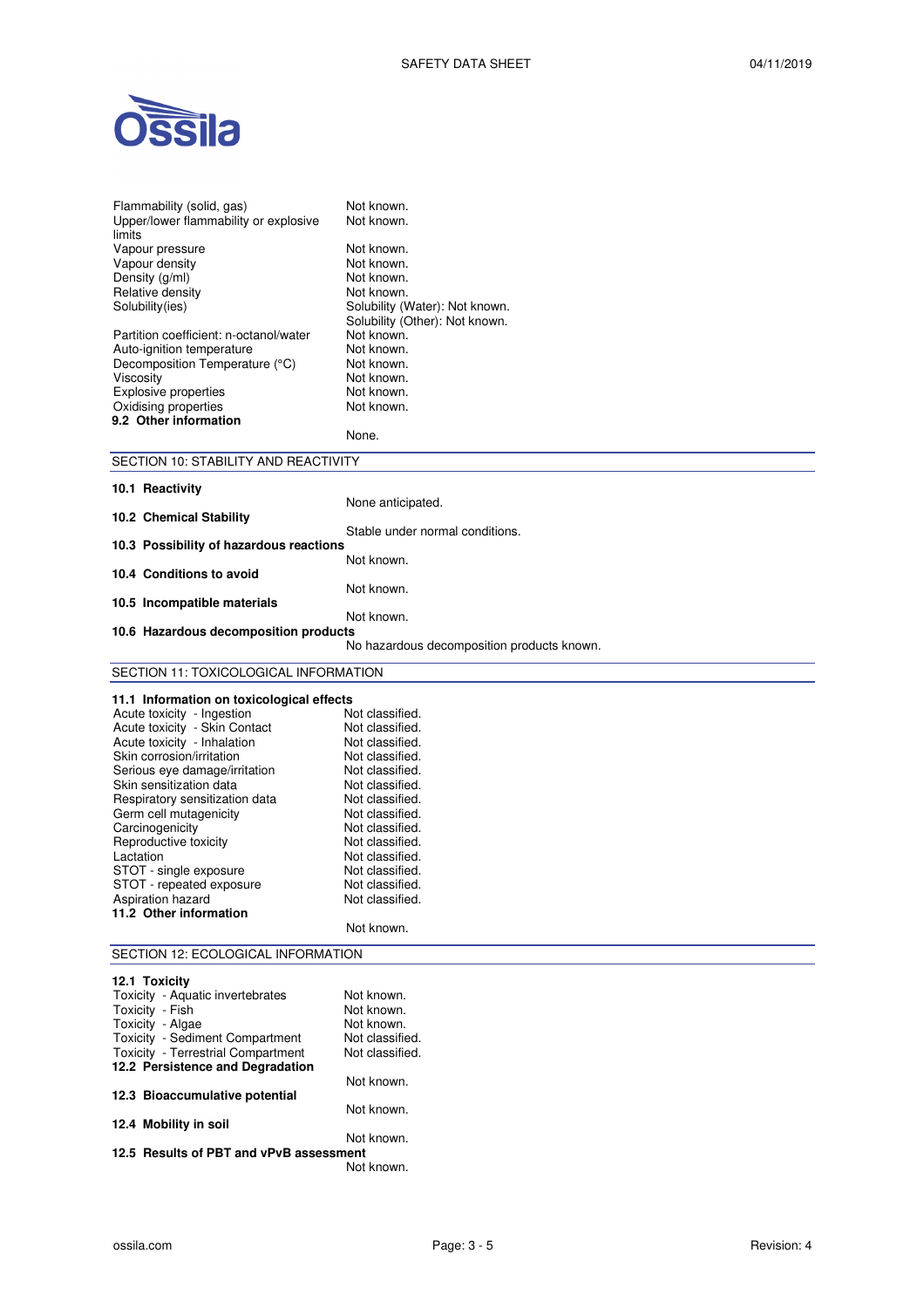| | |
|---|---|
| Flammability (solid, gas) | Not known. |
| Upper/lower flammability or explosive limits | Not known. |
| Vapour pressure | Not known. |
| Vapour density | Not known. |
| Density (g/ml) | Not known. |
| Relative density | Not known. |
| Solubility(ies) | Solubility (Water): Not known.<br>Solubility (Other): Not known. |
| Partition coefficient: n-octanol/water | Not known. |
| Auto-ignition temperature | Not known. |
| Decomposition Temperature (°C) | Not known. |
| Viscosity | Not known. |
| Explosive properties | Not known. |
| Oxidising properties | Not known. |

**9.2 Other information**

None.

## SECTION 10: STABILITY AND REACTIVITY

**10.1 Reactivity**

None anticipated.

**10.2 Chemical Stability**

Stable under normal conditions.

**10.3 Possibility of hazardous reactions**

Not known.

**10.4 Conditions to avoid**

Not known.

**10.5 Incompatible materials**

Not known.

**10.6 Hazardous decomposition products**

No hazardous decomposition products known.

## SECTION 11: TOXICOLOGICAL INFORMATION

**11.1 Information on toxicological effects**

| | |
|---|---|
| Acute toxicity - Ingestion | Not classified. |
| Acute toxicity - Skin Contact | Not classified. |
| Acute toxicity - Inhalation | Not classified. |
| Skin corrosion/irritation | Not classified. |
| Serious eye damage/irritation | Not classified. |
| Skin sensitization data | Not classified. |
| Respiratory sensitization data | Not classified. |
| Germ cell mutagenicity | Not classified. |
| Carcinogenicity | Not classified. |
| Reproductive toxicity | Not classified. |
| Lactation | Not classified. |
| STOT - single exposure | Not classified. |
| STOT - repeated exposure | Not classified. |
| Aspiration hazard | Not classified. |

**11.2 Other information**

Not known.

## SECTION 12: ECOLOGICAL INFORMATION

**12.1 Toxicity**

| | |
|---|---|
| Toxicity - Aquatic invertebrates | Not known. |
| Toxicity - Fish | Not known. |
| Toxicity - Algae | Not known. |
| Toxicity - Sediment Compartment | Not classified. |
| Toxicity - Terrestrial Compartment | Not classified. |

**12.2 Persistence and Degradation**

Not known.

**12.3 Bioaccumulative potential**

Not known.

**12.4 Mobility in soil**

Not known.

**12.5 Results of PBT and vPvB assessment**

Not known.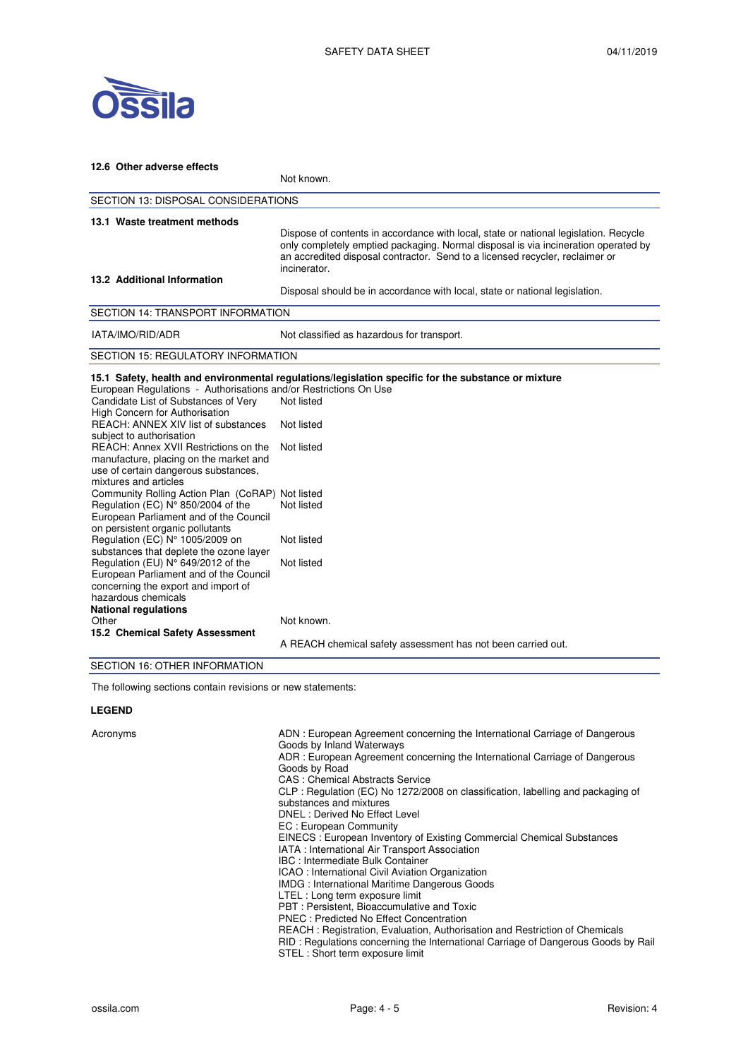### 12.6 Other adverse effects

Not known.

## SECTION 13: DISPOSAL CONSIDERATIONS

### 13.1 Waste treatment methods

Dispose of contents in accordance with local, state or national legislation. Recycle only completely emptied packaging. Normal disposal is via incineration operated by an accredited disposal contractor. Send to a licensed recycler, reclaimer or incinerator.

### 13.2 Additional Information

Disposal should be in accordance with local, state or national legislation.

## SECTION 14: TRANSPORT INFORMATION

| | |
|---|---|
| IATA/IMO/RID/ADR | Not classified as hazardous for transport. |

## SECTION 15: REGULATORY INFORMATION

### 15.1 Safety, health and environmental regulations/legislation specific for the substance or mixture

European Regulations - Authorisations and/or Restrictions On Use

| | |
|---|---|
| Candidate List of Substances of Very High Concern for Authorisation | Not listed |
| REACH: ANNEX XIV list of substances subject to authorisation | Not listed |
| REACH: Annex XVII Restrictions on the manufacture, placing on the market and use of certain dangerous substances, mixtures and articles | Not listed |
| Community Rolling Action Plan (CoRAP) | Not listed |
| Regulation (EC) N° 850/2004 of the European Parliament and of the Council on persistent organic pollutants | Not listed |
| Regulation (EC) N° 1005/2009 on substances that deplete the ozone layer | Not listed |
| Regulation (EU) N° 649/2012 of the European Parliament and of the Council concerning the export and import of hazardous chemicals | Not listed |

**National regulations**

| | |
|---|---|
| Other | Not known. |

### 15.2 Chemical Safety Assessment

A REACH chemical safety assessment has not been carried out.

## SECTION 16: OTHER INFORMATION

The following sections contain revisions or new statements:

**LEGEND**

Acronyms

ADN : European Agreement concerning the International Carriage of Dangerous Goods by Inland Waterways
ADR : European Agreement concerning the International Carriage of Dangerous Goods by Road
CAS : Chemical Abstracts Service
CLP : Regulation (EC) No 1272/2008 on classification, labelling and packaging of substances and mixtures
DNEL : Derived No Effect Level
EC : European Community
EINECS : European Inventory of Existing Commercial Chemical Substances
IATA : International Air Transport Association
IBC : Intermediate Bulk Container
ICAO : International Civil Aviation Organization
IMDG : International Maritime Dangerous Goods
LTEL : Long term exposure limit
PBT : Persistent, Bioaccumulative and Toxic
PNEC : Predicted No Effect Concentration
REACH : Registration, Evaluation, Authorisation and Restriction of Chemicals
RID : Regulations concerning the International Carriage of Dangerous Goods by Rail
STEL : Short term exposure limit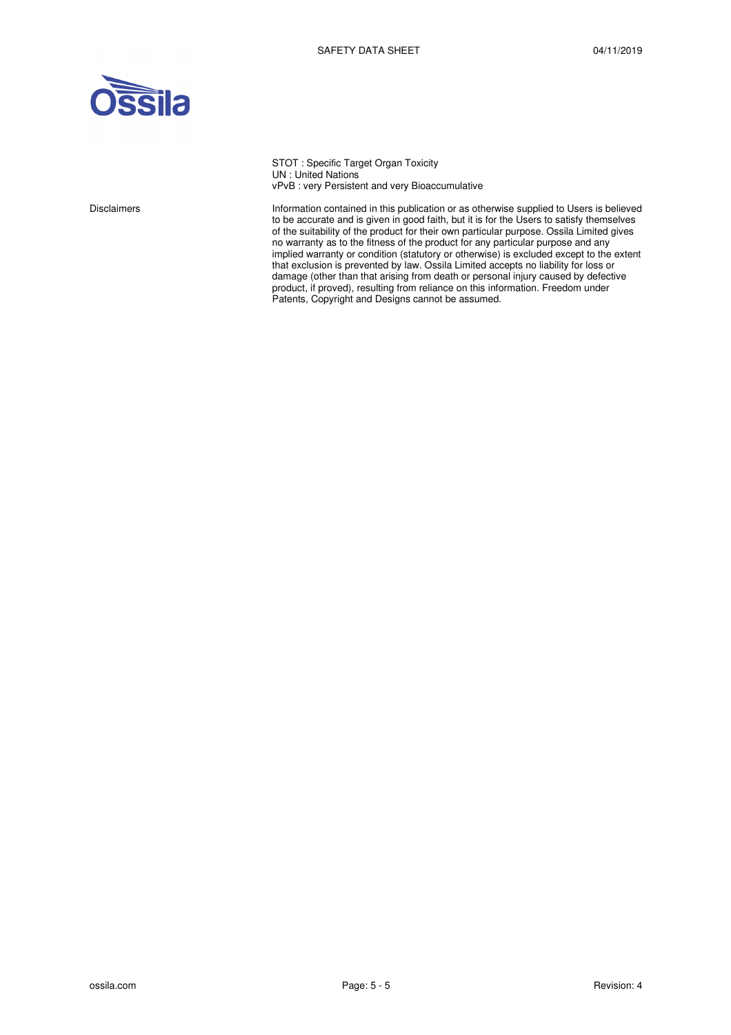STOT : Specific Target Organ Toxicity
UN : United Nations
vPvB : very Persistent and very Bioaccumulative

| | |
|---|---|
| Disclaimers | Information contained in this publication or as otherwise supplied to Users is believed to be accurate and is given in good faith, but it is for the Users to satisfy themselves of the suitability of the product for their own particular purpose. Ossila Limited gives no warranty as to the fitness of the product for any particular purpose and any implied warranty or condition (statutory or otherwise) is excluded except to the extent that exclusion is prevented by law. Ossila Limited accepts no liability for loss or damage (other than that arising from death or personal injury caused by defective product, if proved), resulting from reliance on this information. Freedom under Patents, Copyright and Designs cannot be assumed. |